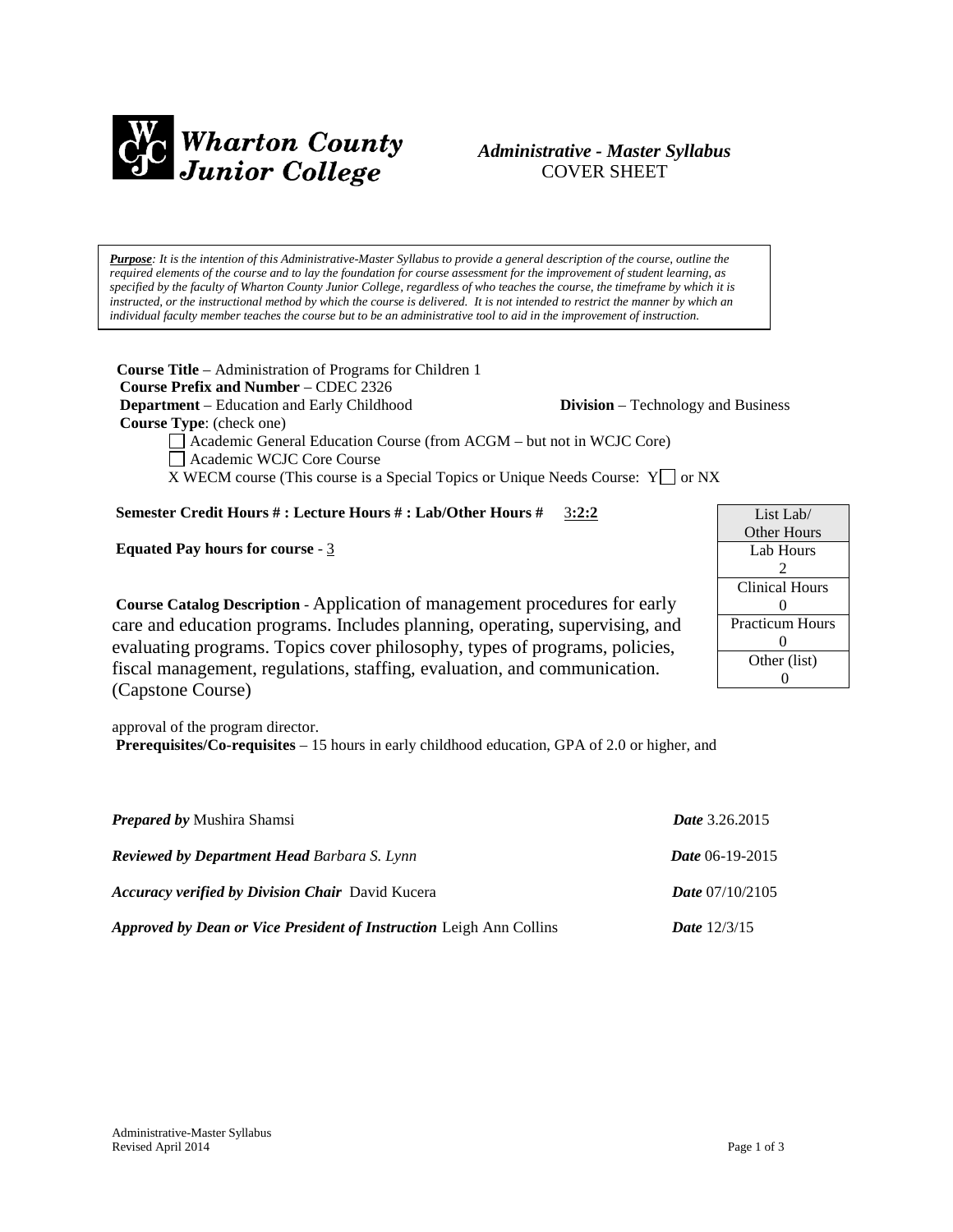**Wharton County Junior College**

***Administrative - Master Syllabus***
COVER SHEET

***Purpose***: *It is the intention of this Administrative-Master Syllabus to provide a general description of the course, outline the required elements of the course and to lay the foundation for course assessment for the improvement of student learning, as specified by the faculty of Wharton County Junior College, regardless of who teaches the course, the timeframe by which it is instructed, or the instructional method by which the course is delivered. It is not intended to restrict the manner by which an individual faculty member teaches the course but to be an administrative tool to aid in the improvement of instruction.*

**Course Title** – Administration of Programs for Children 1
**Course Prefix and Number** – CDEC 2326
**Department** – Education and Early Childhood  **Division** – Technology and Business
**Course Type**: (check one)

☐ Academic General Education Course (from ACGM – but not in WCJC Core)
☐ Academic WCJC Core Course
X WECM course (This course is a Special Topics or Unique Needs Course: Y☐ or NX

**Semester Credit Hours # : Lecture Hours # : Lab/Other Hours #** 3**:2:2**

**Equated Pay hours for course** - 3

| List Lab/ Other Hours |
|---|
| Lab Hours 2 |
| Clinical Hours 0 |
| Practicum Hours 0 |
| Other (list) 0 |

**Course Catalog Description** - Application of management procedures for early care and education programs. Includes planning, operating, supervising, and evaluating programs. Topics cover philosophy, types of programs, policies, fiscal management, regulations, staffing, evaluation, and communication. (Capstone Course)

approval of the program director.
**Prerequisites/Co-requisites** – 15 hours in early childhood education, GPA of 2.0 or higher, and

***Prepared by*** Mushira Shamsi  ***Date*** 3.26.2015

***Reviewed by Department Head Barbara S. Lynn***  ***Date*** 06-19-2015

***Accuracy verified by Division Chair*** David Kucera  ***Date*** 07/10/2105

***Approved by Dean or Vice President of Instruction*** Leigh Ann Collins  ***Date*** 12/3/15

Administrative-Master Syllabus
Revised April 2014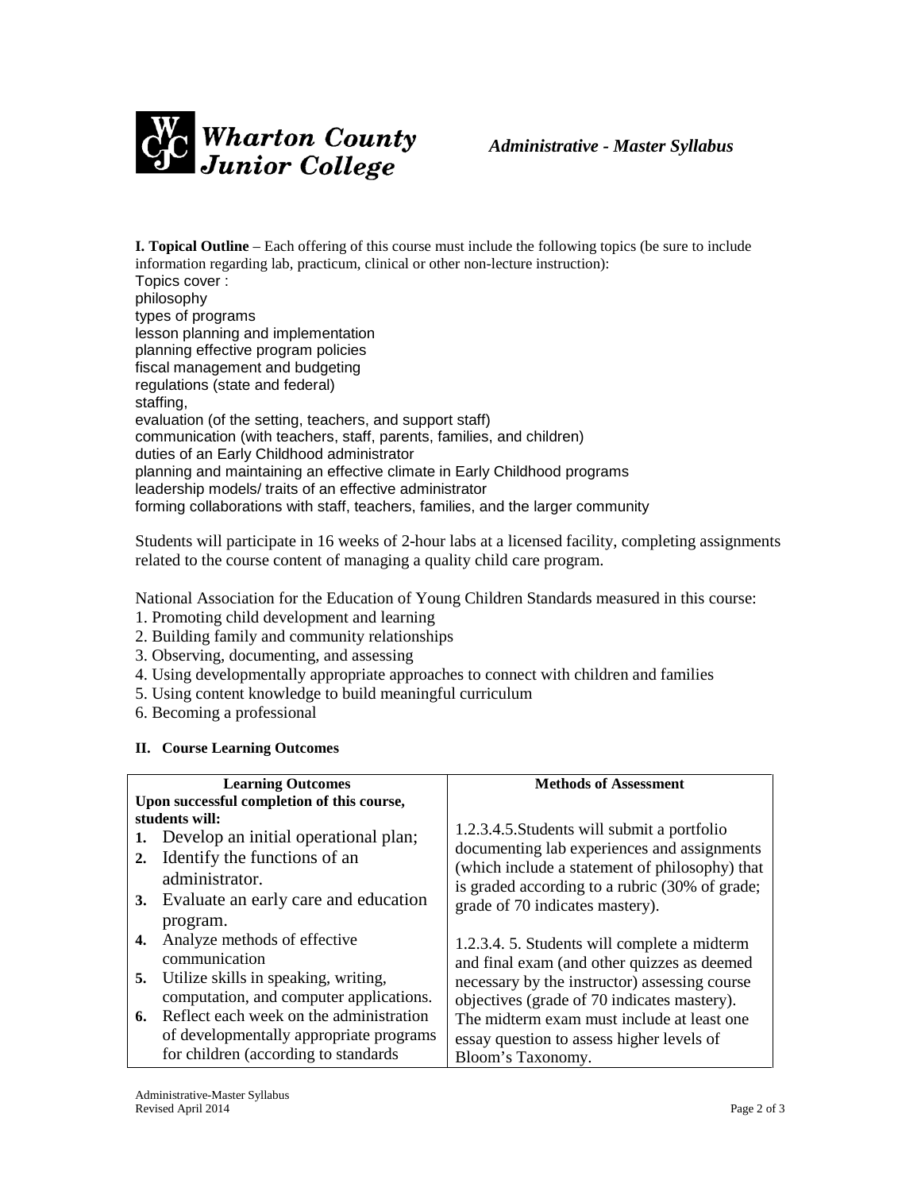**I. Topical Outline** – Each offering of this course must include the following topics (be sure to include information regarding lab, practicum, clinical or other non-lecture instruction):

Topics cover :
philosophy
types of programs
lesson planning and implementation
planning effective program policies
fiscal management and budgeting
regulations (state and federal)
staffing,
evaluation (of the setting, teachers, and support staff)
communication (with teachers, staff, parents, families, and children)
duties of an Early Childhood administrator
planning and maintaining an effective climate in Early Childhood programs
leadership models/ traits of an effective administrator
forming collaborations with staff, teachers, families, and the larger community

Students will participate in 16 weeks of 2-hour labs at a licensed facility, completing assignments related to the course content of managing a quality child care program.

National Association for the Education of Young Children Standards measured in this course:

1. Promoting child development and learning
2. Building family and community relationships
3. Observing, documenting, and assessing
4. Using developmentally appropriate approaches to connect with children and families
5. Using content knowledge to build meaningful curriculum
6. Becoming a professional

**II. Course Learning Outcomes**

| Learning Outcomes | Methods of Assessment |
|---|---|
| **Upon successful completion of this course, students will:**<br>**1.** Develop an initial operational plan;<br>**2.** Identify the functions of an administrator.<br>**3.** Evaluate an early care and education program.<br>**4.** Analyze methods of effective communication<br>**5.** Utilize skills in speaking, writing, computation, and computer applications.<br>**6.** Reflect each week on the administration of developmentally appropriate programs for children (according to standards | 1.2.3.4.5.Students will submit a portfolio documenting lab experiences and assignments (which include a statement of philosophy) that is graded according to a rubric (30% of grade; grade of 70 indicates mastery).<br><br>1.2.3.4. 5. Students will complete a midterm and final exam (and other quizzes as deemed necessary by the instructor) assessing course objectives (grade of 70 indicates mastery). The midterm exam must include at least one essay question to assess higher levels of Bloom's Taxonomy. |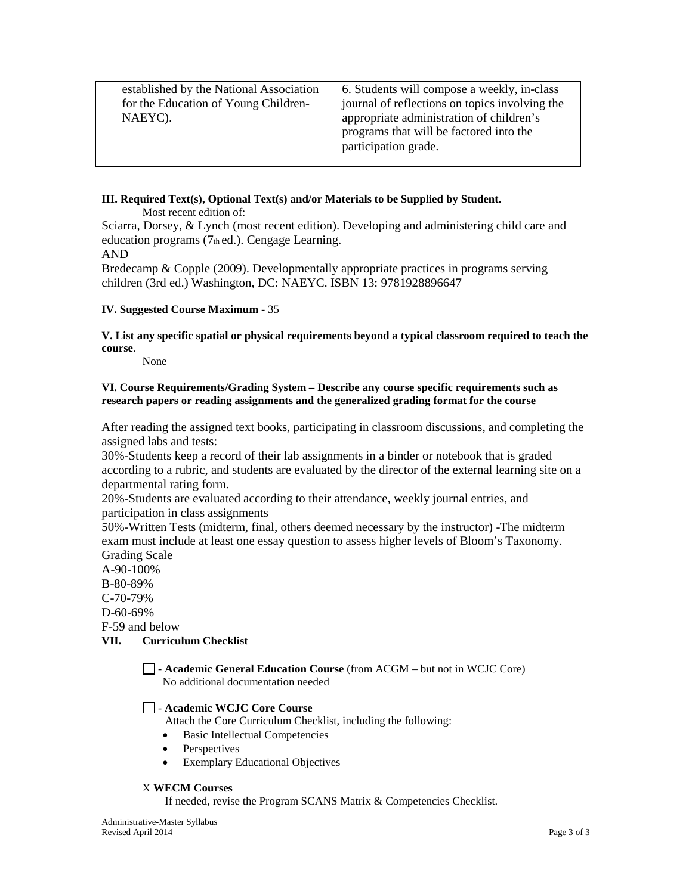| | |
|---|---|
| established by the National Association for the Education of Young Children-NAEYC). | 6. Students will compose a weekly, in-class journal of reflections on topics involving the appropriate administration of children's programs that will be factored into the participation grade. |

**III. Required Text(s), Optional Text(s) and/or Materials to be Supplied by Student.**

Most recent edition of:

Sciarra, Dorsey, & Lynch (most recent edition). Developing and administering child care and education programs (7th ed.). Cengage Learning.

AND

Bredecamp & Copple (2009). Developmentally appropriate practices in programs serving children (3rd ed.) Washington, DC: NAEYC. ISBN 13: 9781928896647

**IV. Suggested Course Maximum** - 35

**V. List any specific spatial or physical requirements beyond a typical classroom required to teach the course**.

None

**VI. Course Requirements/Grading System – Describe any course specific requirements such as research papers or reading assignments and the generalized grading format for the course**

After reading the assigned text books, participating in classroom discussions, and completing the assigned labs and tests:

30%-Students keep a record of their lab assignments in a binder or notebook that is graded according to a rubric, and students are evaluated by the director of the external learning site on a departmental rating form.

20%-Students are evaluated according to their attendance, weekly journal entries, and participation in class assignments

50%-Written Tests (midterm, final, others deemed necessary by the instructor) -The midterm exam must include at least one essay question to assess higher levels of Bloom's Taxonomy.

Grading Scale

A-90-100%

B-80-89%

C-70-79%

D-60-69%

F-59 and below

**VII. Curriculum Checklist**

☐ - **Academic General Education Course** (from ACGM – but not in WCJC Core)
No additional documentation needed

☐ - **Academic WCJC Core Course**
Attach the Core Curriculum Checklist, including the following:

- Basic Intellectual Competencies
- Perspectives
- Exemplary Educational Objectives

X **WECM Courses**
If needed, revise the Program SCANS Matrix & Competencies Checklist.

Administrative-Master Syllabus
Revised April 2014